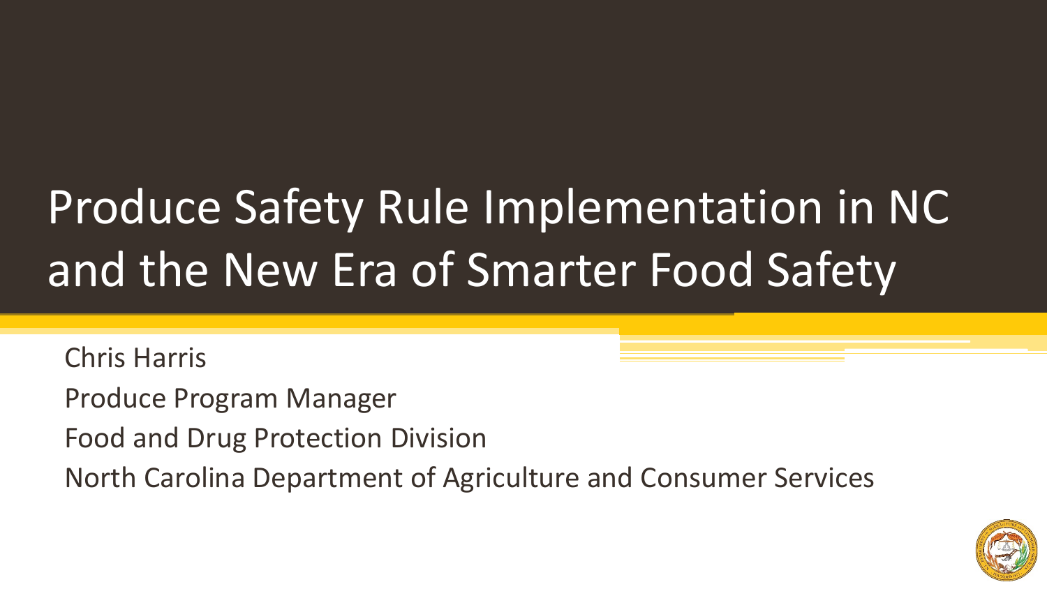# Produce Safety Rule Implementation in NC and the New Era of Smarter Food Safety

Chris Harris

Produce Program Manager

Food and Drug Protection Division

North Carolina Department of Agriculture and Consumer Services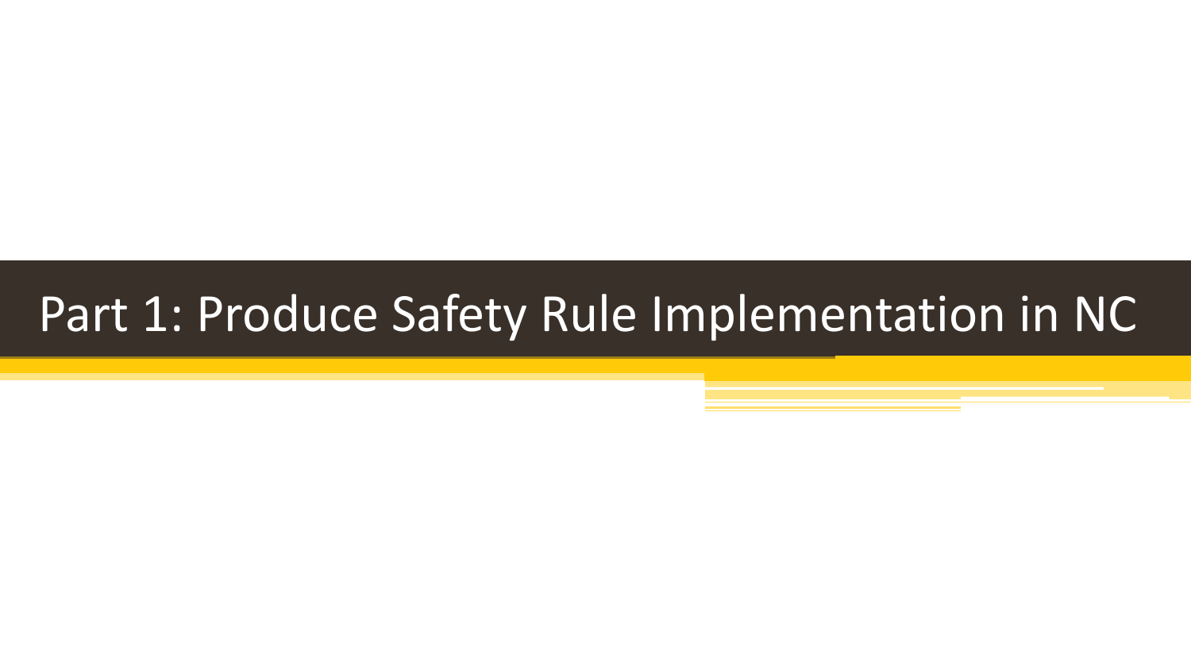# Part 1: Produce Safety Rule Implementation in NC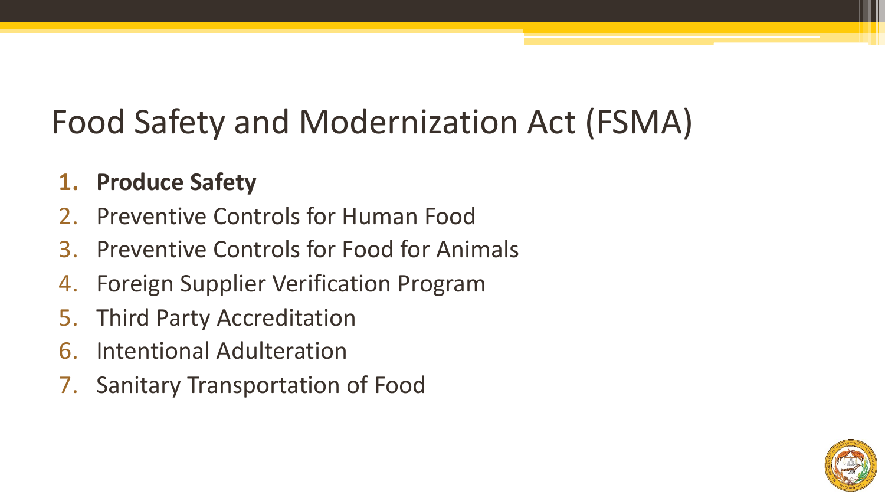# Food Safety and Modernization Act (FSMA)

1. **Produce Safety**
2. Preventive Controls for Human Food
3. Preventive Controls for Food for Animals
4. Foreign Supplier Verification Program
5. Third Party Accreditation
6. Intentional Adulteration
7. Sanitary Transportation of Food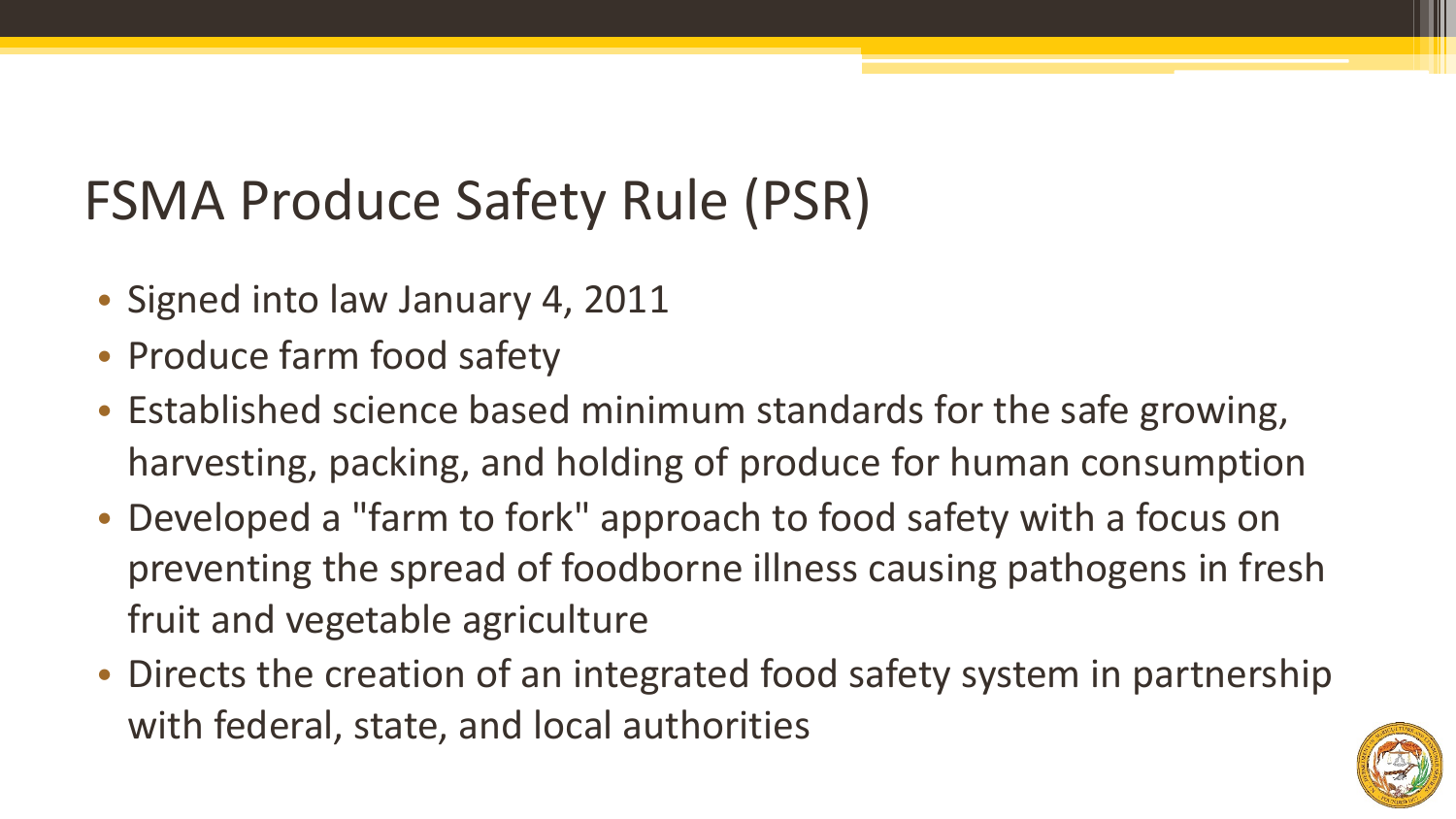# FSMA Produce Safety Rule (PSR)

- Signed into law January 4, 2011
- Produce farm food safety
- Established science based minimum standards for the safe growing, harvesting, packing, and holding of produce for human consumption
- Developed a "farm to fork" approach to food safety with a focus on preventing the spread of foodborne illness causing pathogens in fresh fruit and vegetable agriculture
- Directs the creation of an integrated food safety system in partnership with federal, state, and local authorities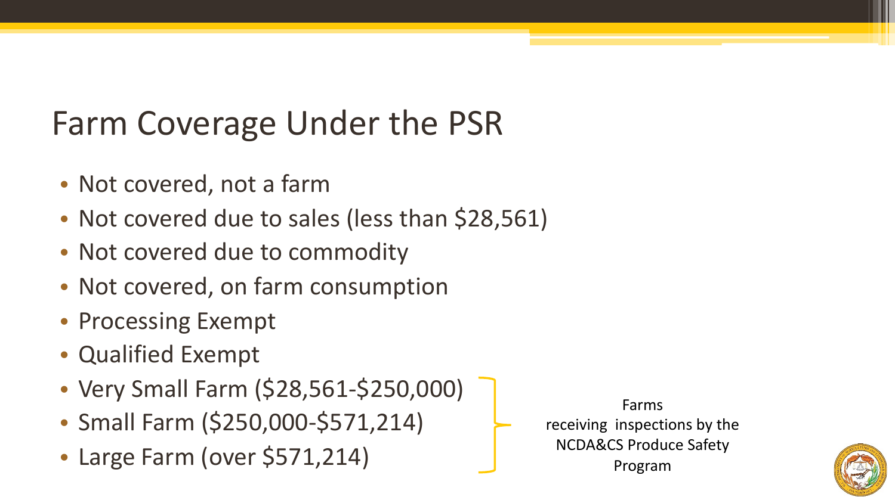# Farm Coverage Under the PSR

- Not covered, not a farm
- Not covered due to sales (less than $28,561)
- Not covered due to commodity
- Not covered, on farm consumption
- Processing Exempt
- Qualified Exempt
- Very Small Farm ($28,561-$250,000)
- Small Farm ($250,000-$571,214)
- Large Farm (over $571,214)

Farms receiving inspections by the NCDA&CS Produce Safety Program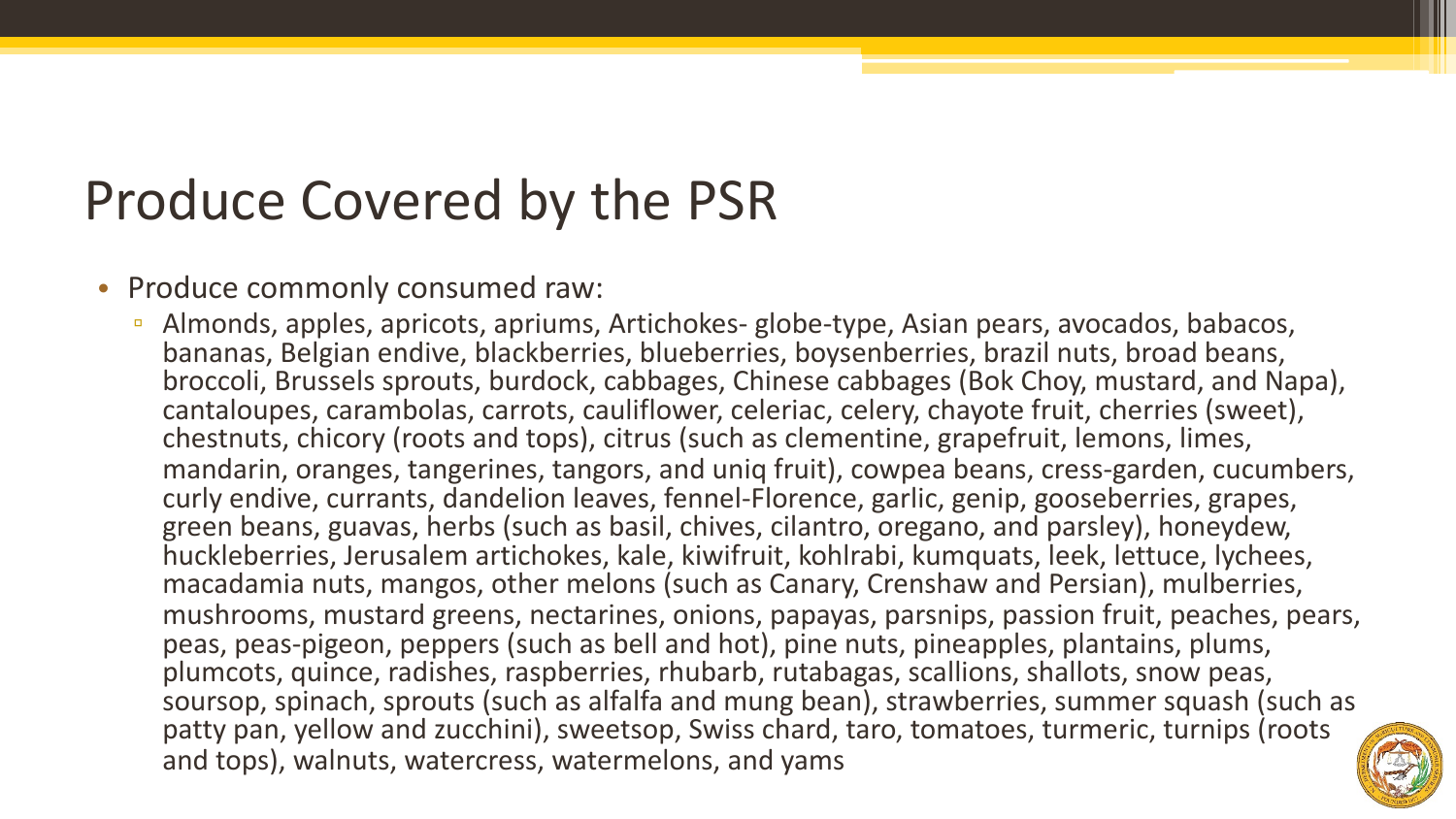# Produce Covered by the PSR

- Produce commonly consumed raw:
  - Almonds, apples, apricots, apriums, Artichokes- globe-type, Asian pears, avocados, babacos, bananas, Belgian endive, blackberries, blueberries, boysenberries, brazil nuts, broad beans, broccoli, Brussels sprouts, burdock, cabbages, Chinese cabbages (Bok Choy, mustard, and Napa), cantaloupes, carambolas, carrots, cauliflower, celeriac, celery, chayote fruit, cherries (sweet), chestnuts, chicory (roots and tops), citrus (such as clementine, grapefruit, lemons, limes, mandarin, oranges, tangerines, tangors, and uniq fruit), cowpea beans, cress-garden, cucumbers, curly endive, currants, dandelion leaves, fennel-Florence, garlic, genip, gooseberries, grapes, green beans, guavas, herbs (such as basil, chives, cilantro, oregano, and parsley), honeydew, huckleberries, Jerusalem artichokes, kale, kiwifruit, kohlrabi, kumquats, leek, lettuce, lychees, macadamia nuts, mangos, other melons (such as Canary, Crenshaw and Persian), mulberries, mushrooms, mustard greens, nectarines, onions, papayas, parsnips, passion fruit, peaches, pears, peas, peas-pigeon, peppers (such as bell and hot), pine nuts, pineapples, plantains, plums, plumcots, quince, radishes, raspberries, rhubarb, rutabagas, scallions, shallots, snow peas, soursop, spinach, sprouts (such as alfalfa and mung bean), strawberries, summer squash (such as patty pan, yellow and zucchini), sweetsop, Swiss chard, taro, tomatoes, turmeric, turnips (roots and tops), walnuts, watercress, watermelons, and yams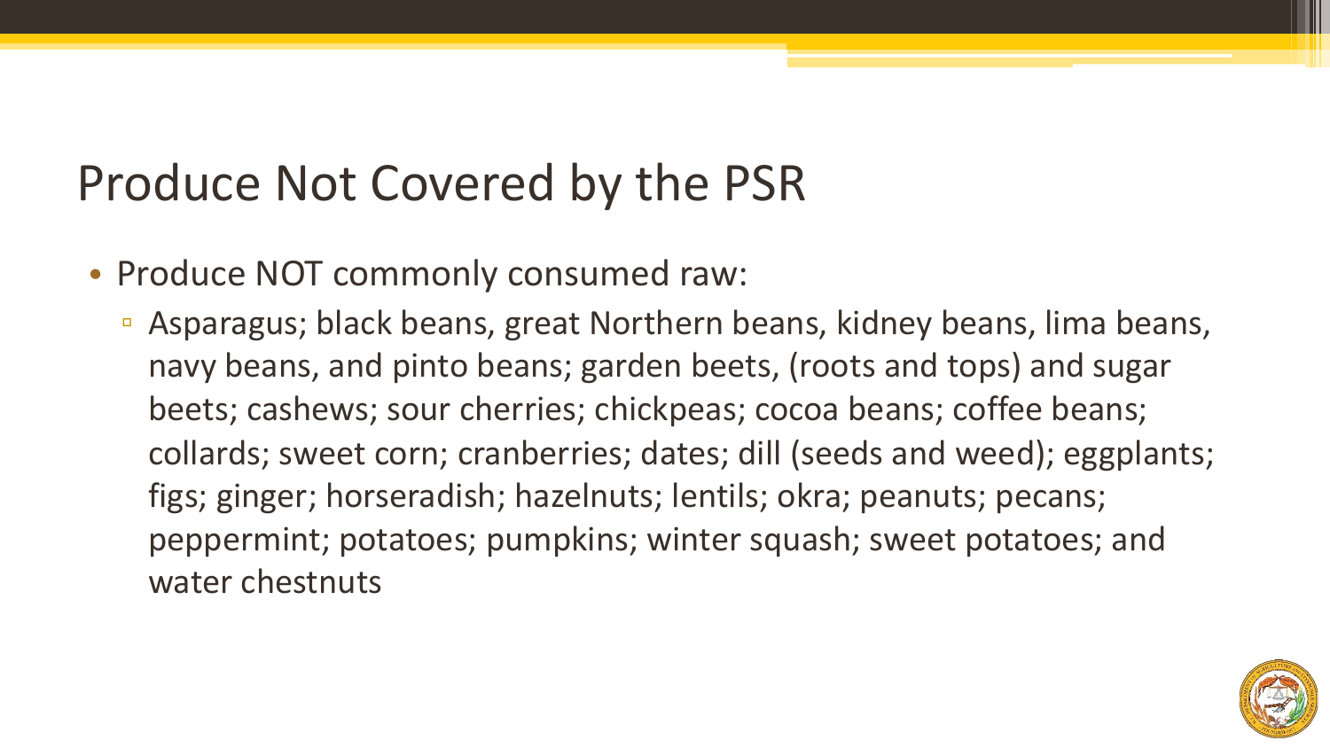# Produce Not Covered by the PSR

- Produce NOT commonly consumed raw:
  - Asparagus; black beans, great Northern beans, kidney beans, lima beans, navy beans, and pinto beans; garden beets, (roots and tops) and sugar beets; cashews; sour cherries; chickpeas; cocoa beans; coffee beans; collards; sweet corn; cranberries; dates; dill (seeds and weed); eggplants; figs; ginger; horseradish; hazelnuts; lentils; okra; peanuts; pecans; peppermint; potatoes; pumpkins; winter squash; sweet potatoes; and water chestnuts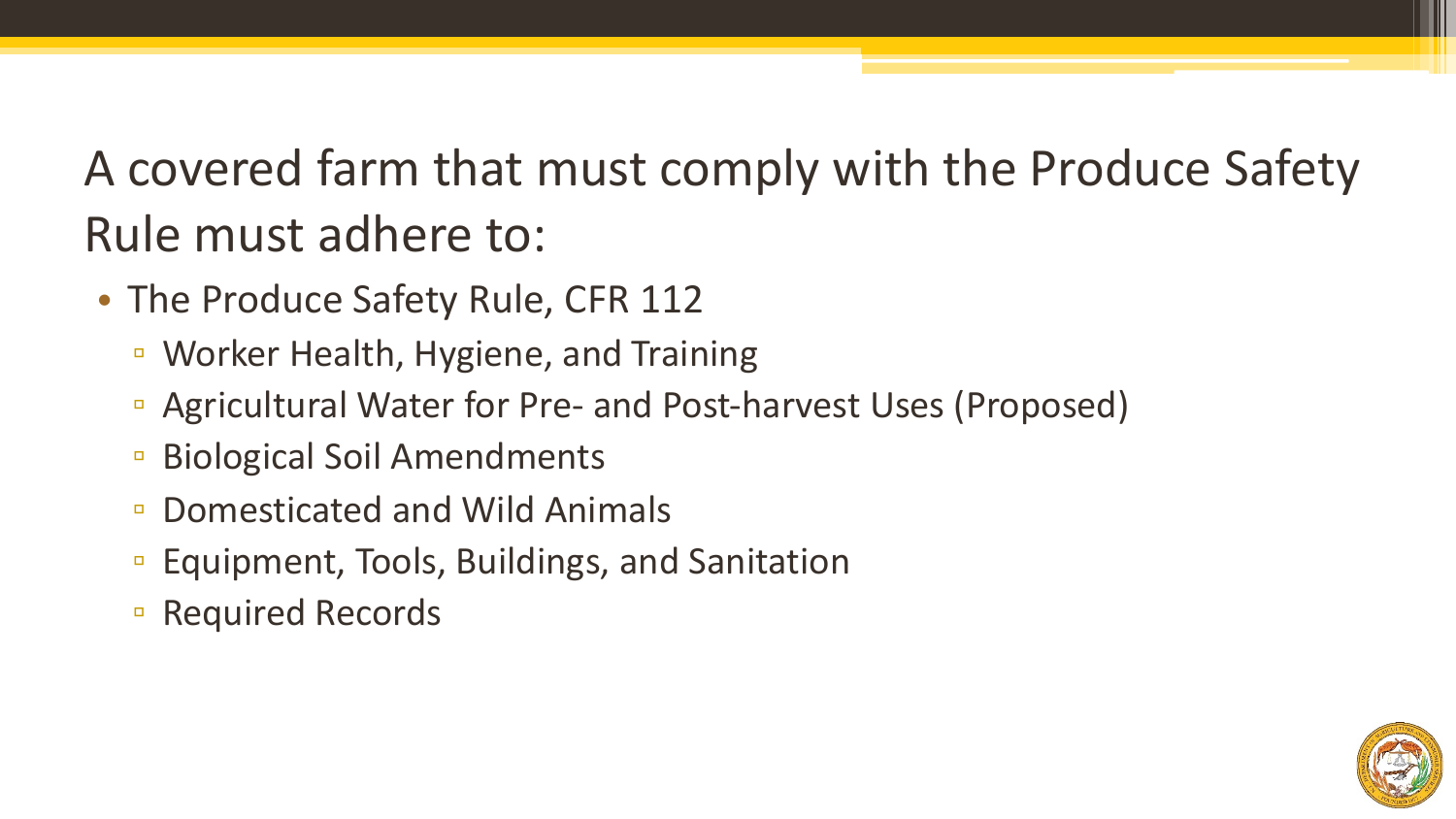# A covered farm that must comply with the Produce Safety Rule must adhere to:

- The Produce Safety Rule, CFR 112
  - Worker Health, Hygiene, and Training
  - Agricultural Water for Pre- and Post-harvest Uses (Proposed)
  - Biological Soil Amendments
  - Domesticated and Wild Animals
  - Equipment, Tools, Buildings, and Sanitation
  - Required Records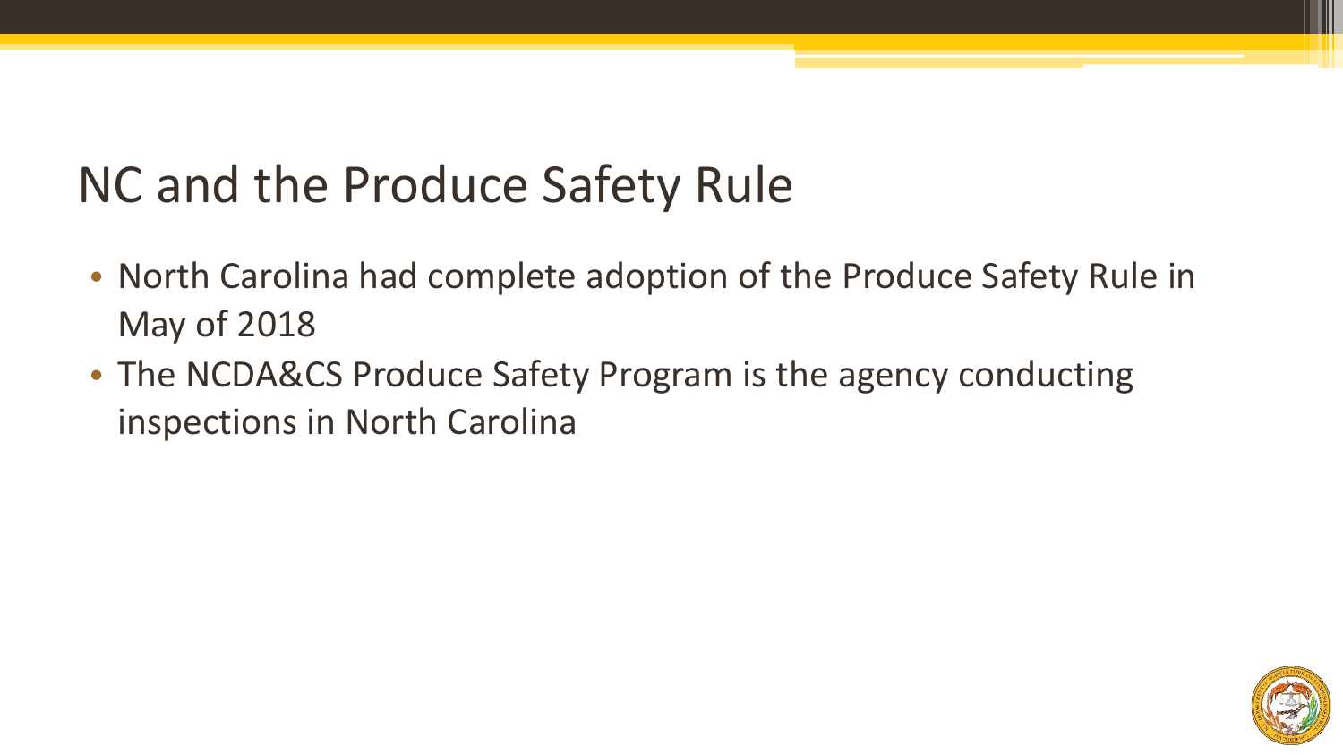# NC and the Produce Safety Rule

- North Carolina had complete adoption of the Produce Safety Rule in May of 2018
- The NCDA&CS Produce Safety Program is the agency conducting inspections in North Carolina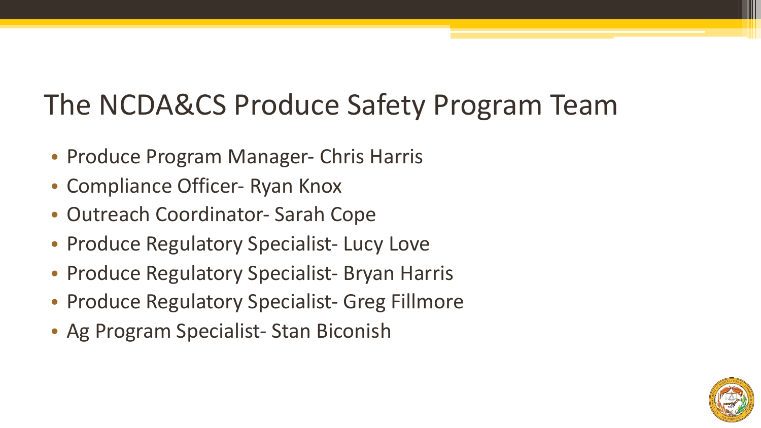# The NCDA&CS Produce Safety Program Team

- Produce Program Manager- Chris Harris
- Compliance Officer- Ryan Knox
- Outreach Coordinator- Sarah Cope
- Produce Regulatory Specialist- Lucy Love
- Produce Regulatory Specialist- Bryan Harris
- Produce Regulatory Specialist- Greg Fillmore
- Ag Program Specialist- Stan Biconish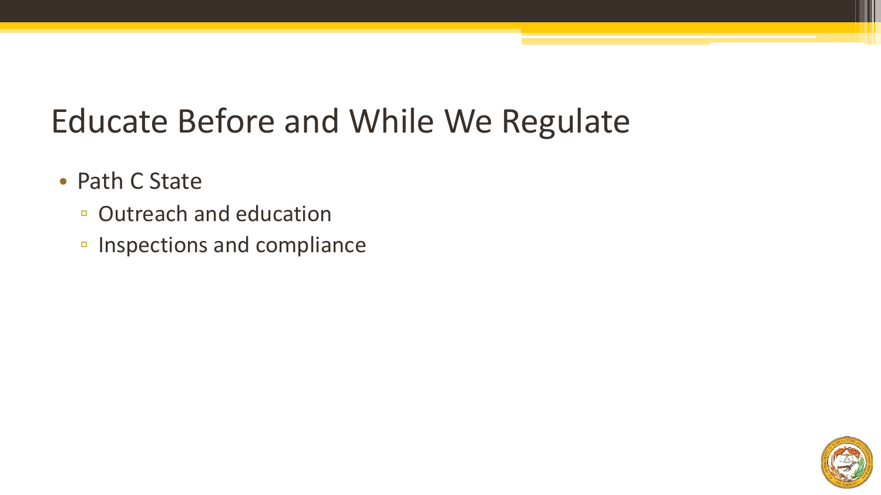# Educate Before and While We Regulate

- Path C State
  - Outreach and education
  - Inspections and compliance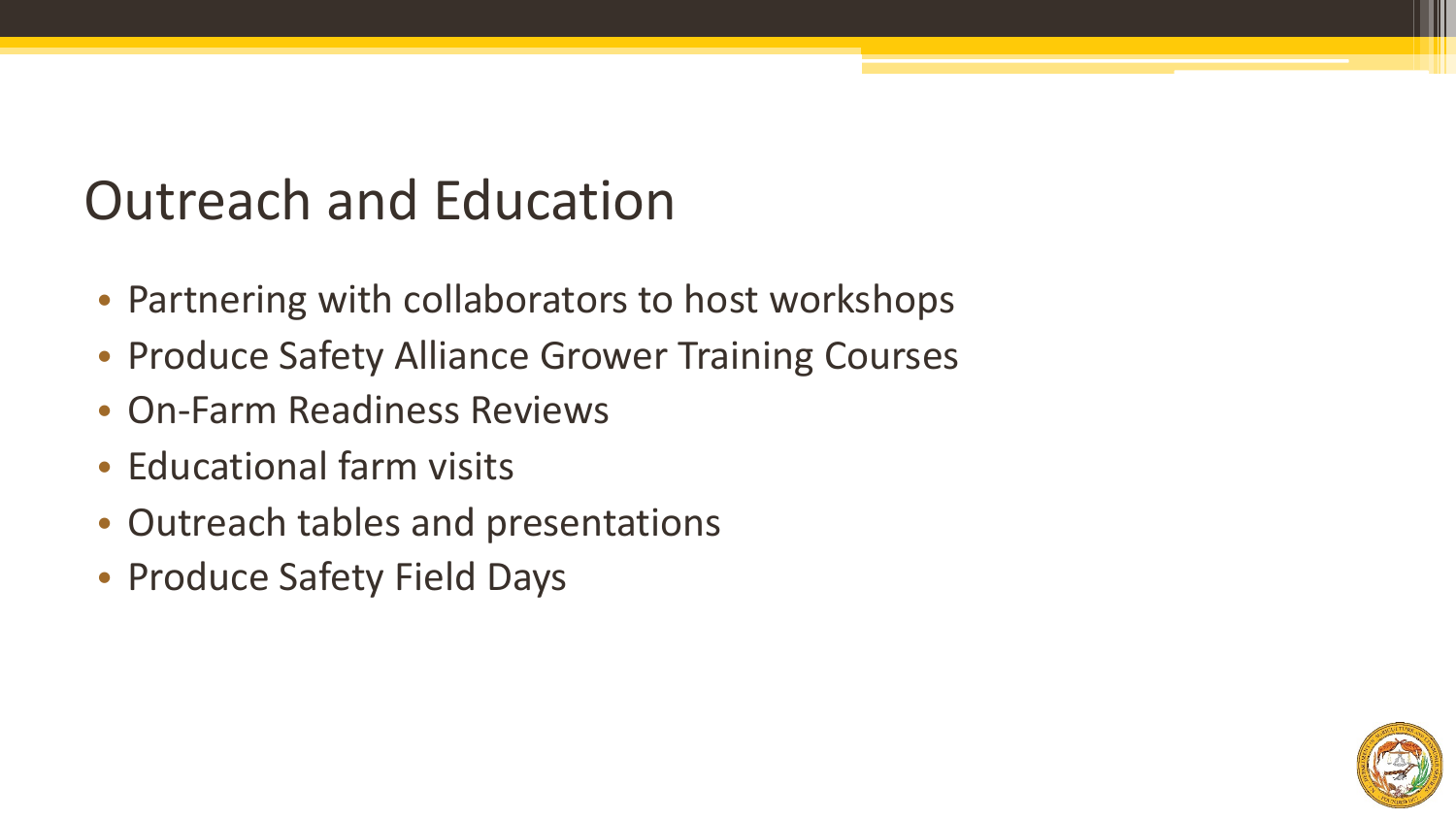# Outreach and Education

- Partnering with collaborators to host workshops
- Produce Safety Alliance Grower Training Courses
- On-Farm Readiness Reviews
- Educational farm visits
- Outreach tables and presentations
- Produce Safety Field Days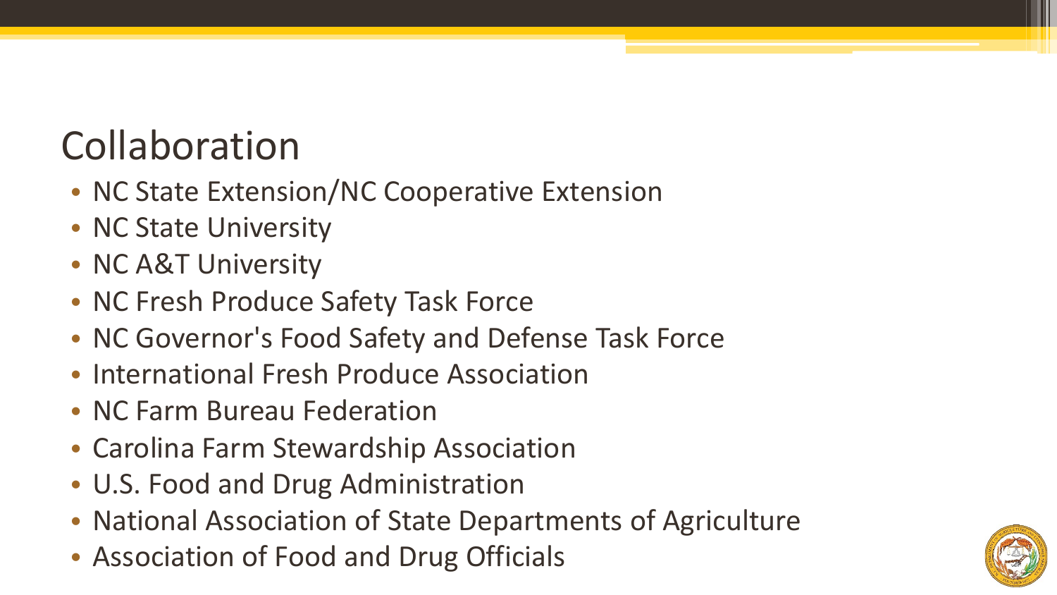# Collaboration

- NC State Extension/NC Cooperative Extension
- NC State University
- NC A&T University
- NC Fresh Produce Safety Task Force
- NC Governor's Food Safety and Defense Task Force
- International Fresh Produce Association
- NC Farm Bureau Federation
- Carolina Farm Stewardship Association
- U.S. Food and Drug Administration
- National Association of State Departments of Agriculture
- Association of Food and Drug Officials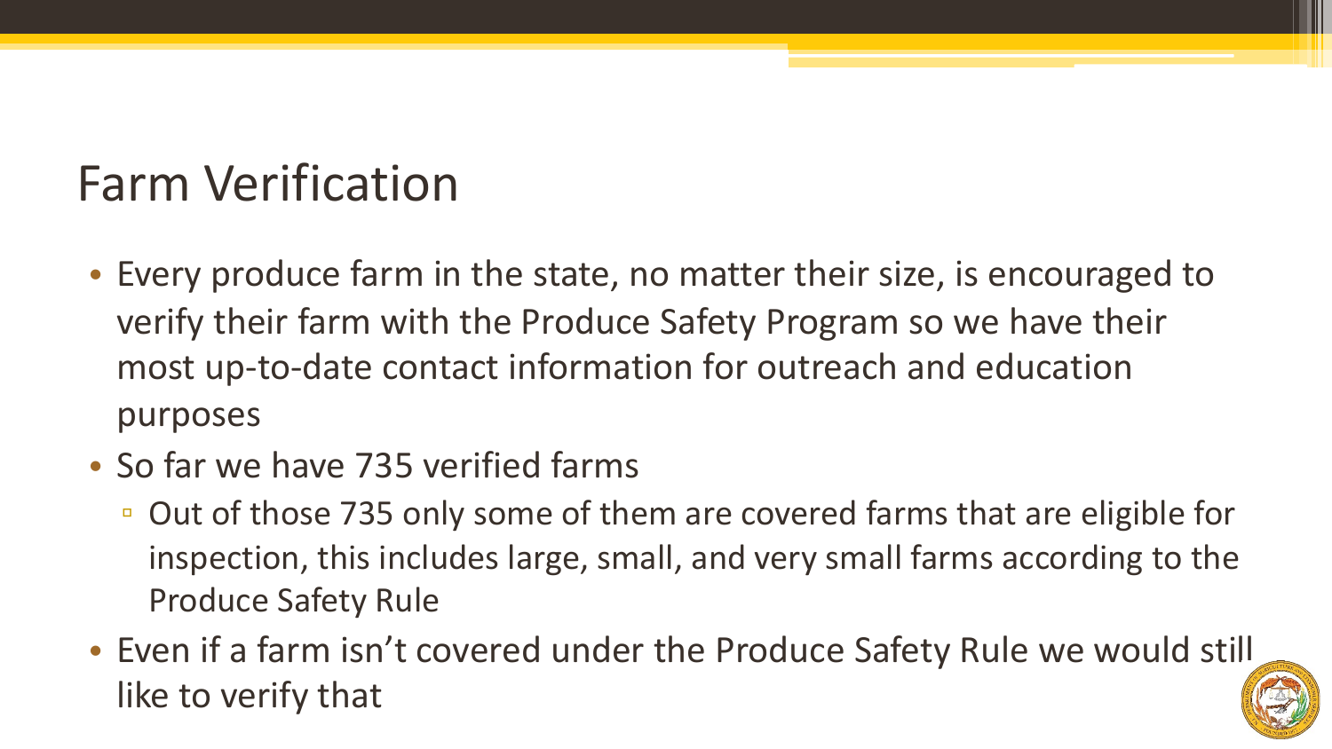# Farm Verification

- Every produce farm in the state, no matter their size, is encouraged to verify their farm with the Produce Safety Program so we have their most up-to-date contact information for outreach and education purposes
- So far we have 735 verified farms
  - Out of those 735 only some of them are covered farms that are eligible for inspection, this includes large, small, and very small farms according to the Produce Safety Rule
- Even if a farm isn't covered under the Produce Safety Rule we would still like to verify that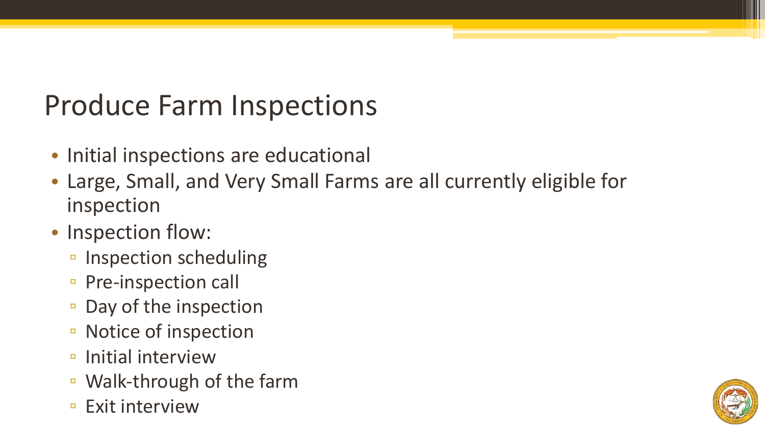# Produce Farm Inspections

- Initial inspections are educational
- Large, Small, and Very Small Farms are all currently eligible for inspection
- Inspection flow:
  - Inspection scheduling
  - Pre-inspection call
  - Day of the inspection
  - Notice of inspection
  - Initial interview
  - Walk-through of the farm
  - Exit interview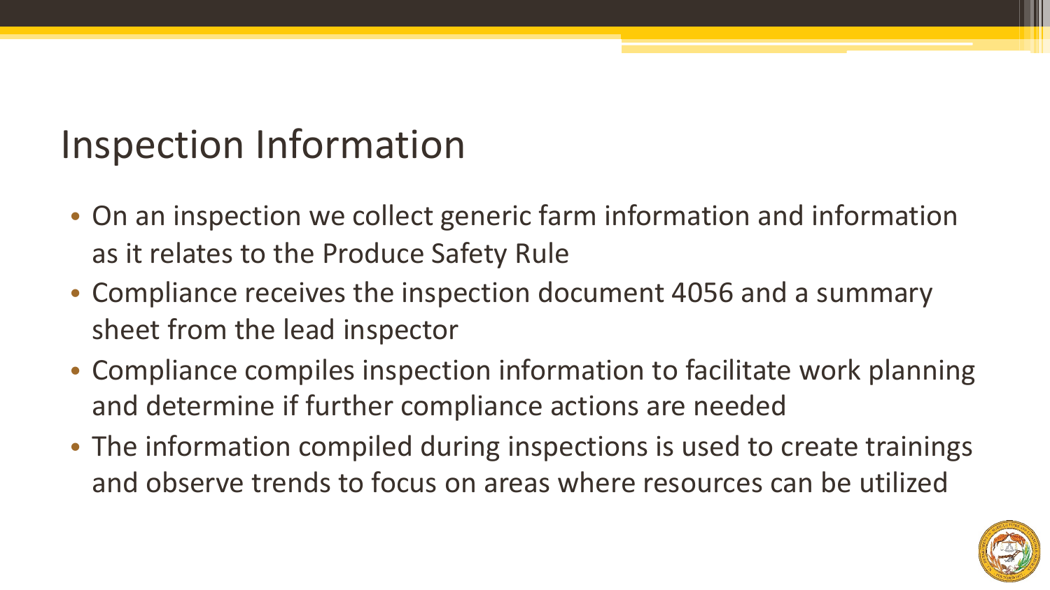# Inspection Information

- On an inspection we collect generic farm information and information as it relates to the Produce Safety Rule
- Compliance receives the inspection document 4056 and a summary sheet from the lead inspector
- Compliance compiles inspection information to facilitate work planning and determine if further compliance actions are needed
- The information compiled during inspections is used to create trainings and observe trends to focus on areas where resources can be utilized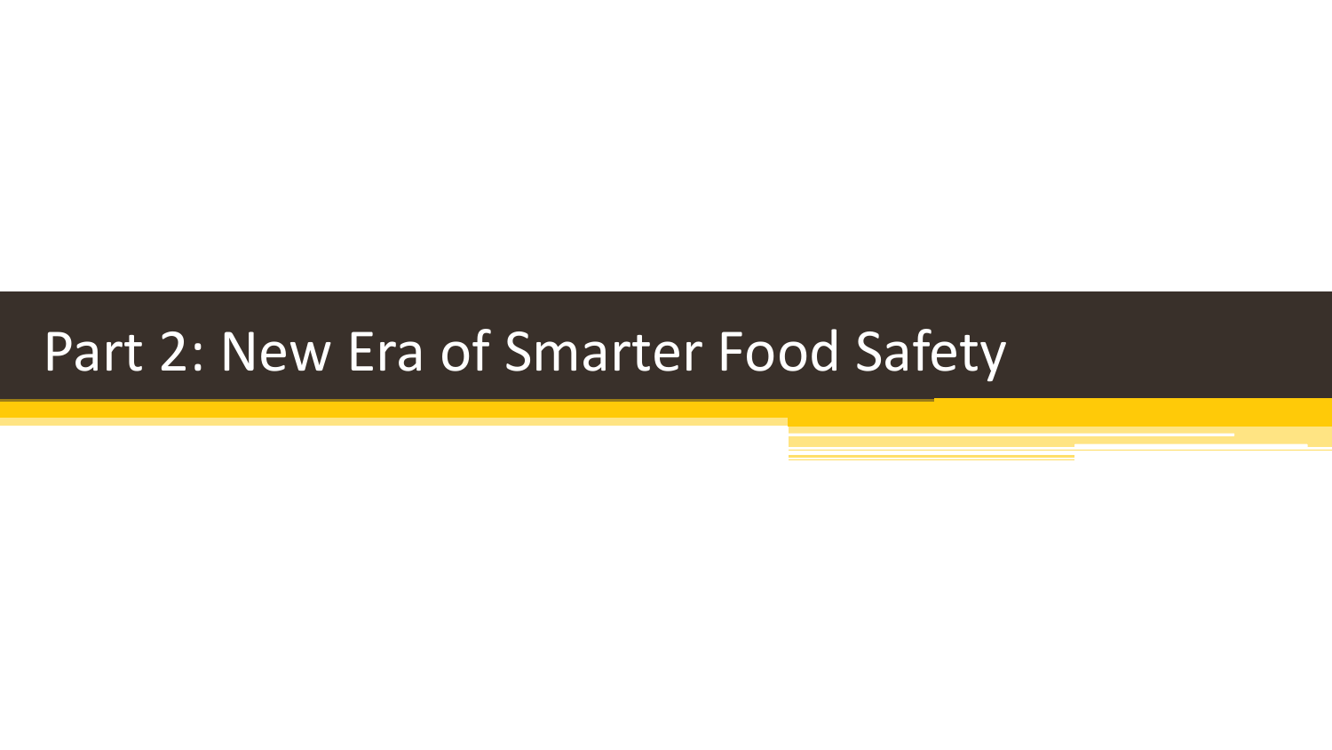# Part 2: New Era of Smarter Food Safety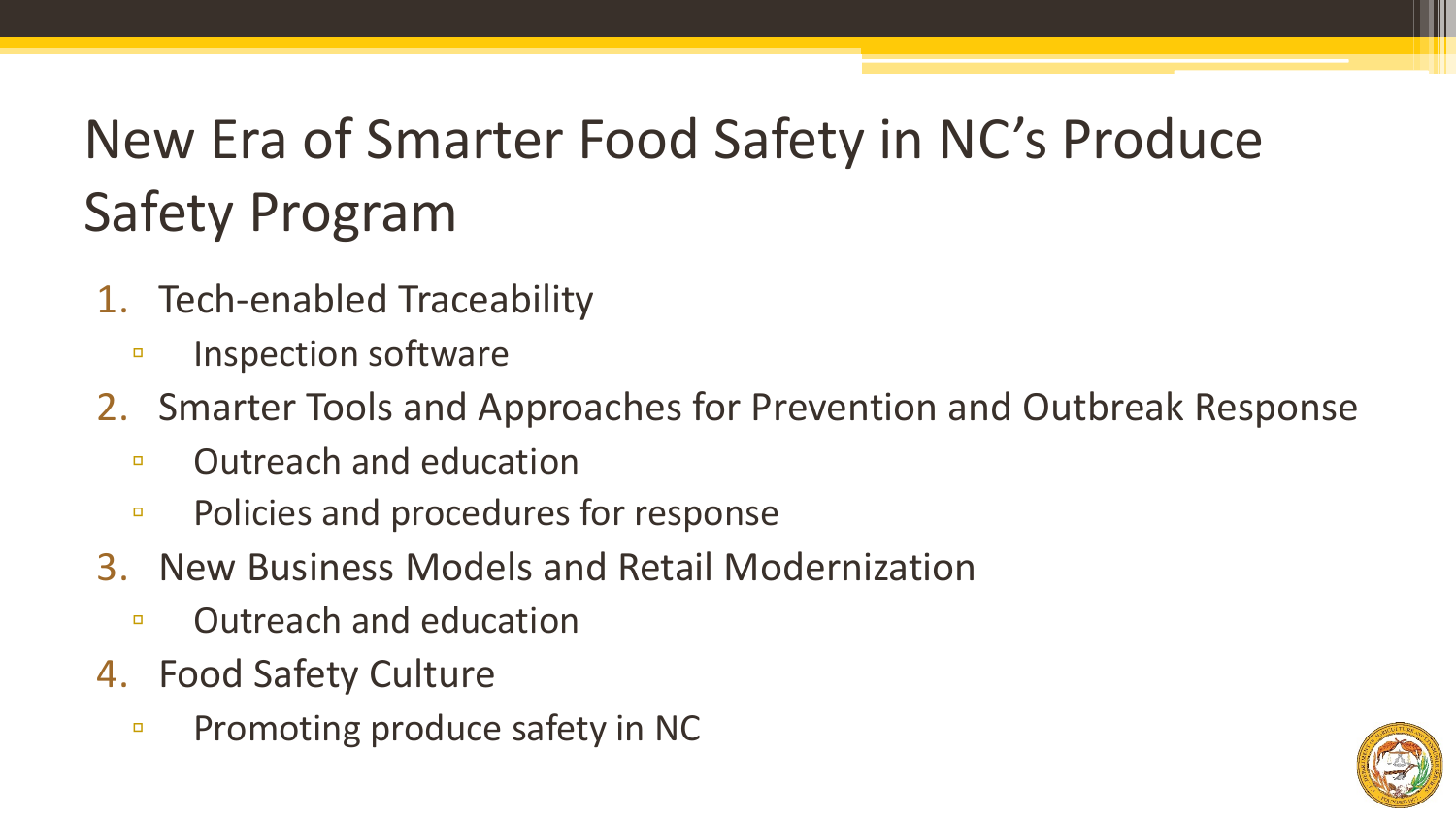# New Era of Smarter Food Safety in NC's Produce Safety Program

1. Tech-enabled Traceability
   - Inspection software
2. Smarter Tools and Approaches for Prevention and Outbreak Response
   - Outreach and education
   - Policies and procedures for response
3. New Business Models and Retail Modernization
   - Outreach and education
4. Food Safety Culture
   - Promoting produce safety in NC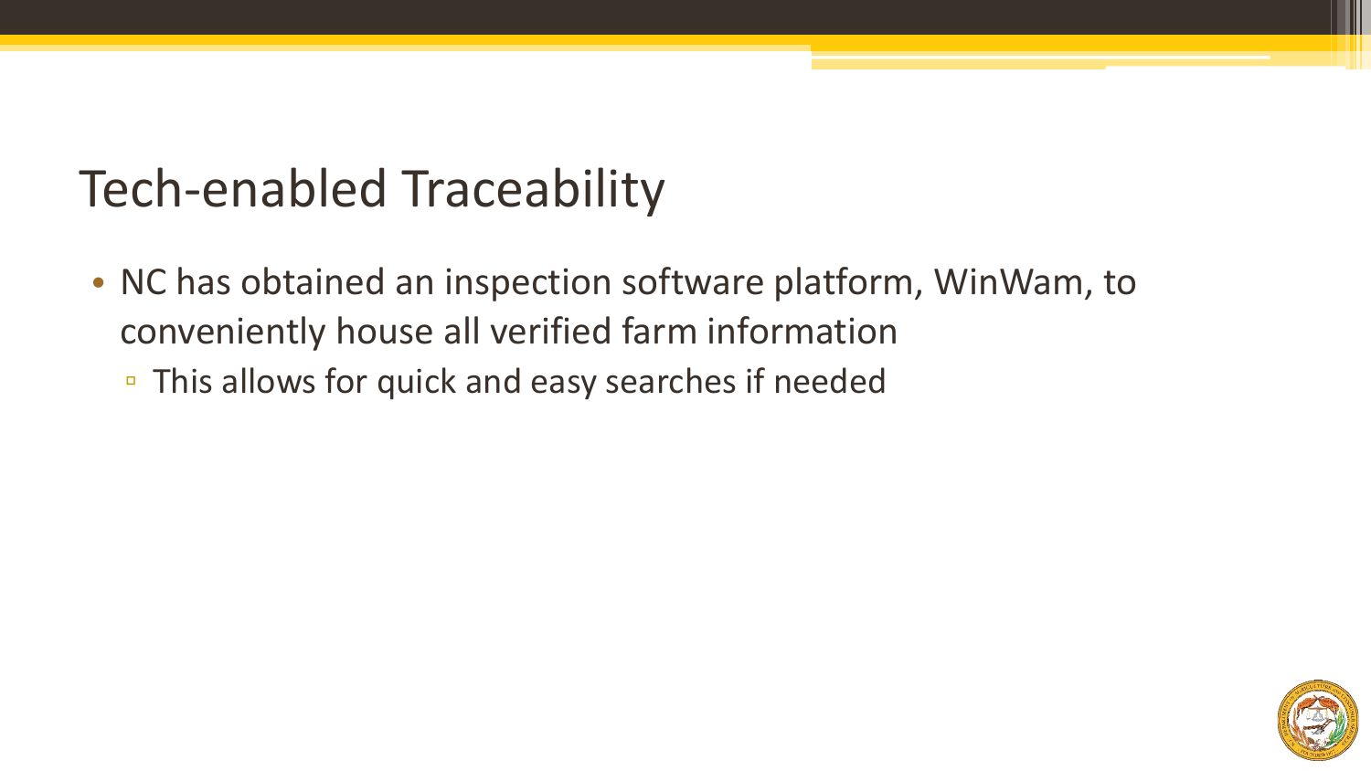# Tech-enabled Traceability

- NC has obtained an inspection software platform, WinWam, to conveniently house all verified farm information
  - This allows for quick and easy searches if needed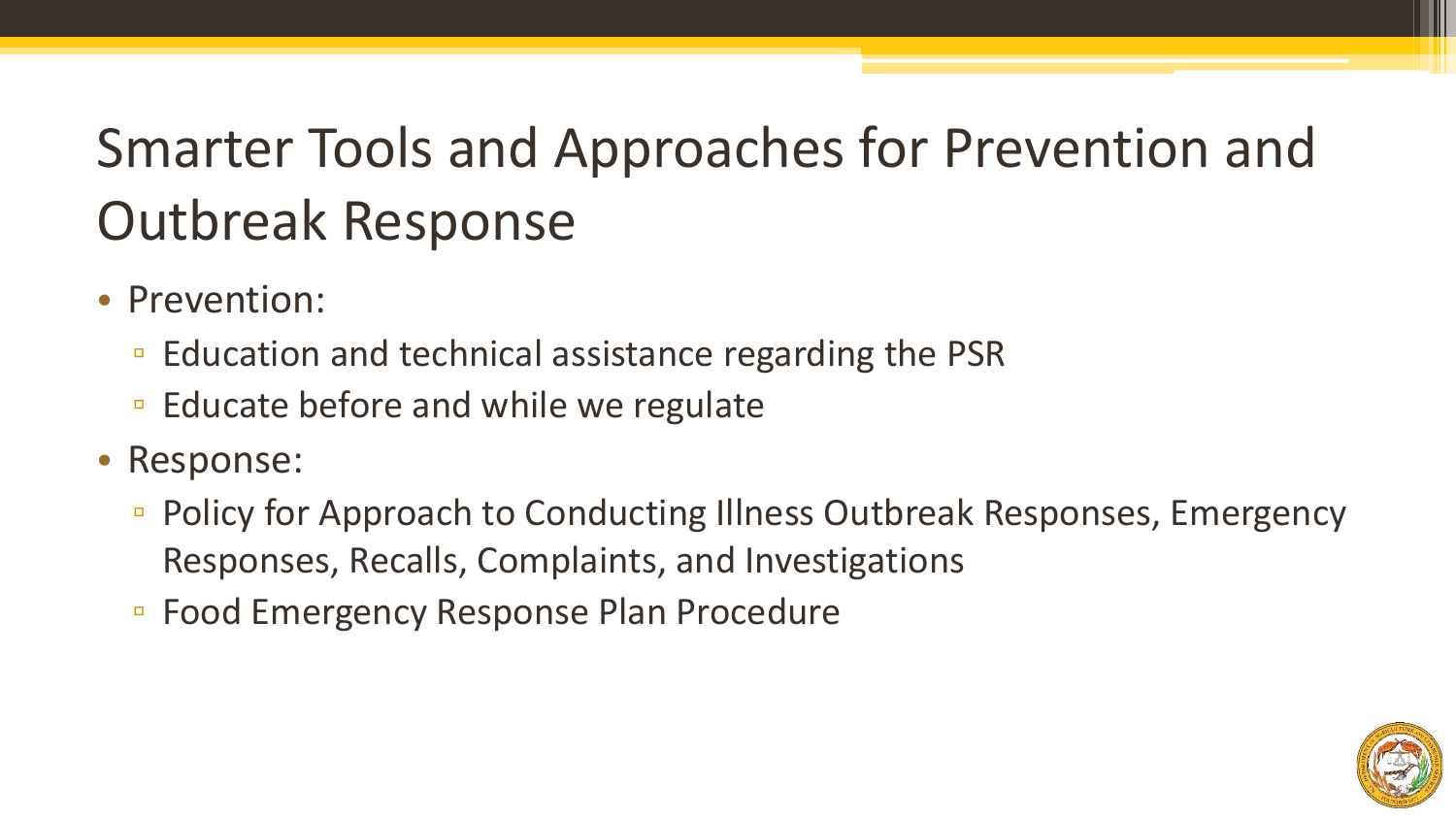# Smarter Tools and Approaches for Prevention and Outbreak Response

- Prevention:
  - Education and technical assistance regarding the PSR
  - Educate before and while we regulate
- Response:
  - Policy for Approach to Conducting Illness Outbreak Responses, Emergency Responses, Recalls, Complaints, and Investigations
  - Food Emergency Response Plan Procedure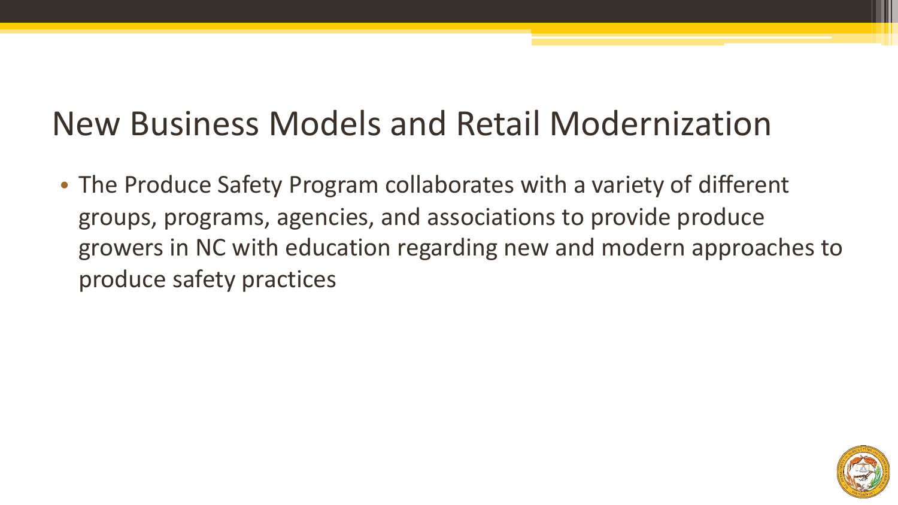# New Business Models and Retail Modernization

- The Produce Safety Program collaborates with a variety of different groups, programs, agencies, and associations to provide produce growers in NC with education regarding new and modern approaches to produce safety practices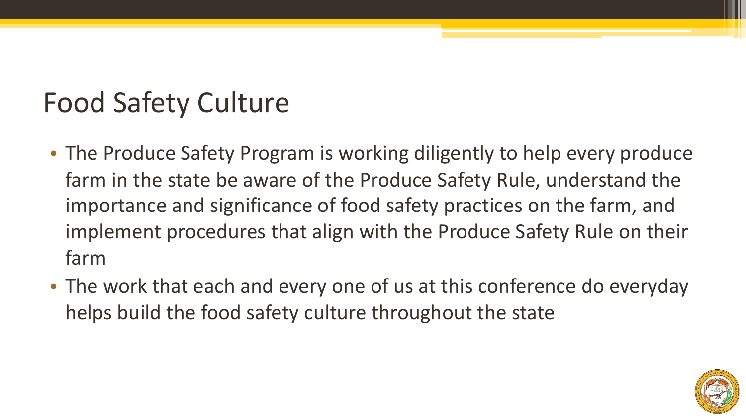# Food Safety Culture

- The Produce Safety Program is working diligently to help every produce farm in the state be aware of the Produce Safety Rule, understand the importance and significance of food safety practices on the farm, and implement procedures that align with the Produce Safety Rule on their farm
- The work that each and every one of us at this conference do everyday helps build the food safety culture throughout the state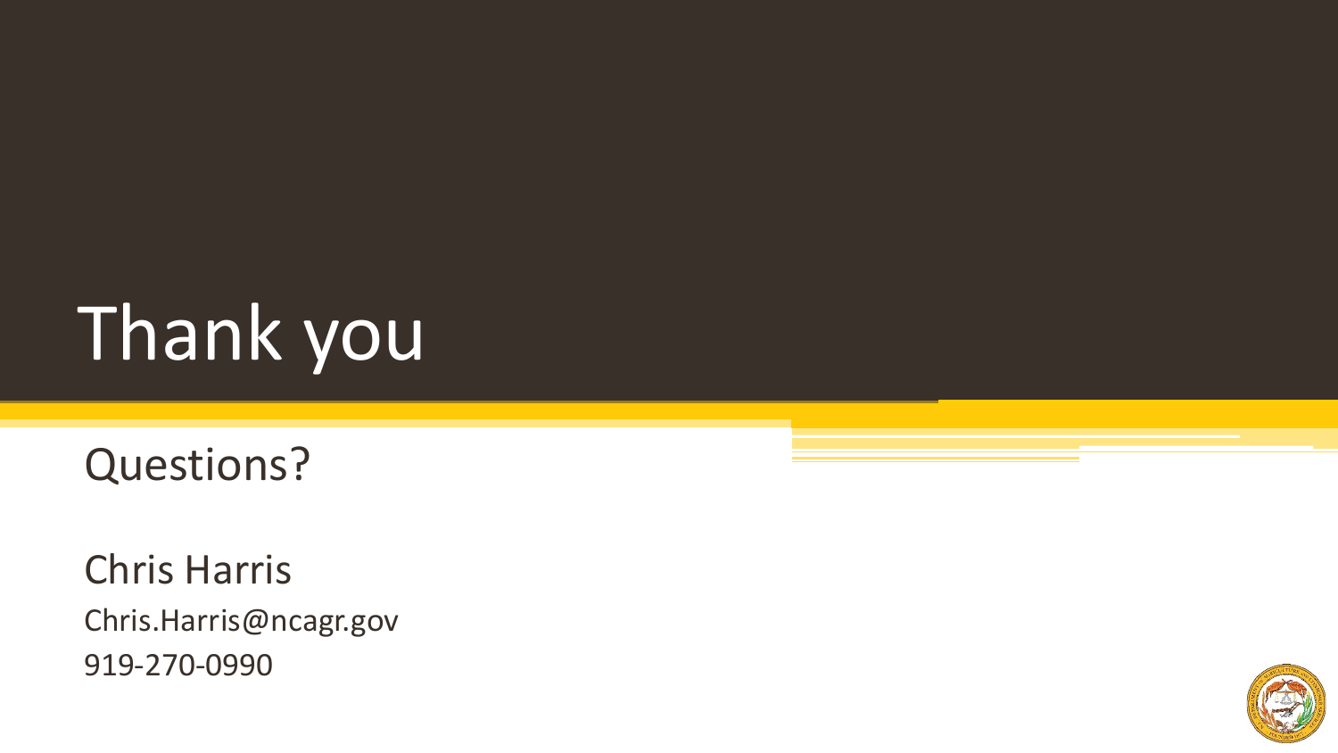# Thank you

Questions?

Chris Harris

Chris.Harris@ncagr.gov

919-270-0990